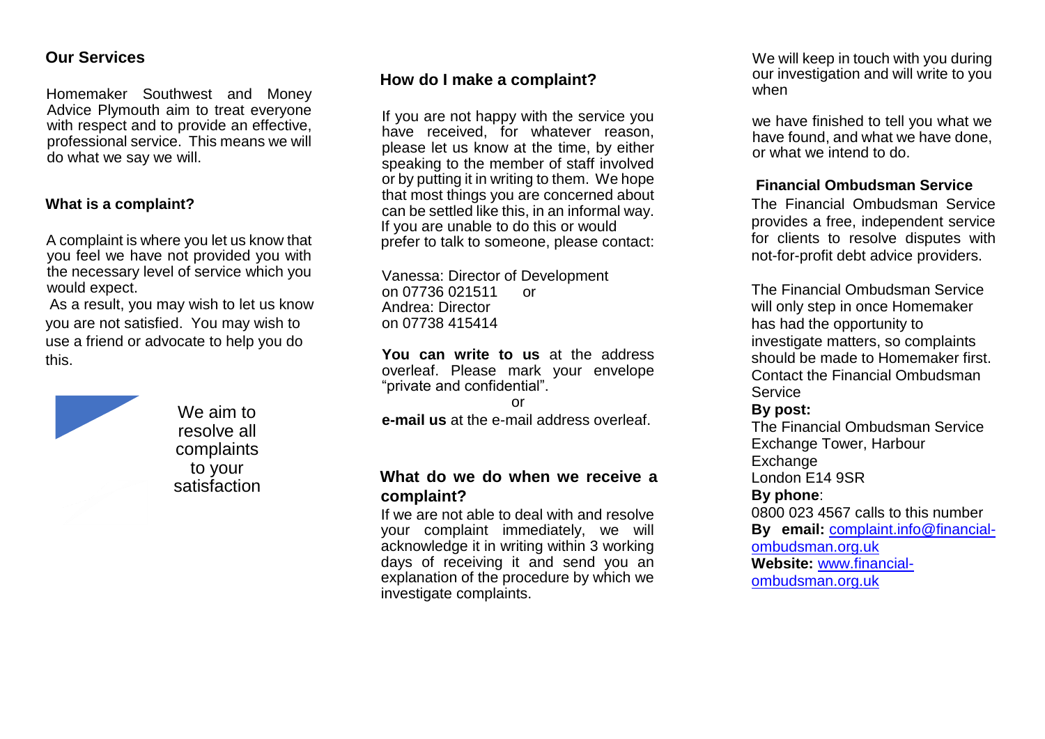## Our Services

Homemaker Southwest and Money Advice Plymouth aim to treat everyone with respect and to provide an effective, professional service. This means we will do what we say we will.

### What is a complaint?

A complaint is where you let us know that you feel we have not provided you with the necessary level of service which you would expect.

As a result, you may wish to let us know you are not satisfied. You may wish to use a friend or advocate to help you do this.

We aim to resolve all complaints to your satisfaction

## How do I make a complaint?

If you are not happy with the service you have received, for whatever reason, please let us know at the time, by either speaking to the member of staff involved or by putting it in writing to them. We hope that most things you are concerned about can be settled like this, in an informal way. If you are unable to do this or would prefer to talk to someone, please contact:

Vanessa: Director of Development on 07736 021511 or
Andrea: Director on 07738 415414

**You can write to us** at the address overleaf. Please mark your envelope "private and confidential".

or

**e-mail us** at the e-mail address overleaf.

## What do we do when we receive a complaint?

If we are not able to deal with and resolve your complaint immediately, we will acknowledge it in writing within 3 working days of receiving it and send you an explanation of the procedure by which we investigate complaints.

We will keep in touch with you during our investigation and will write to you when

we have finished to tell you what we have found, and what we have done, or what we intend to do.

### Financial Ombudsman Service

The Financial Ombudsman Service provides a free, independent service for clients to resolve disputes with not-for-profit debt advice providers.

The Financial Ombudsman Service will only step in once Homemaker has had the opportunity to investigate matters, so complaints should be made to Homemaker first.
Contact the Financial Ombudsman Service

**By post:**
The Financial Ombudsman Service
Exchange Tower, Harbour Exchange
London E14 9SR

**By phone**:
0800 023 4567 calls to this number

**By email:** complaint.info@financial-ombudsman.org.uk

**Website:** www.financial-ombudsman.org.uk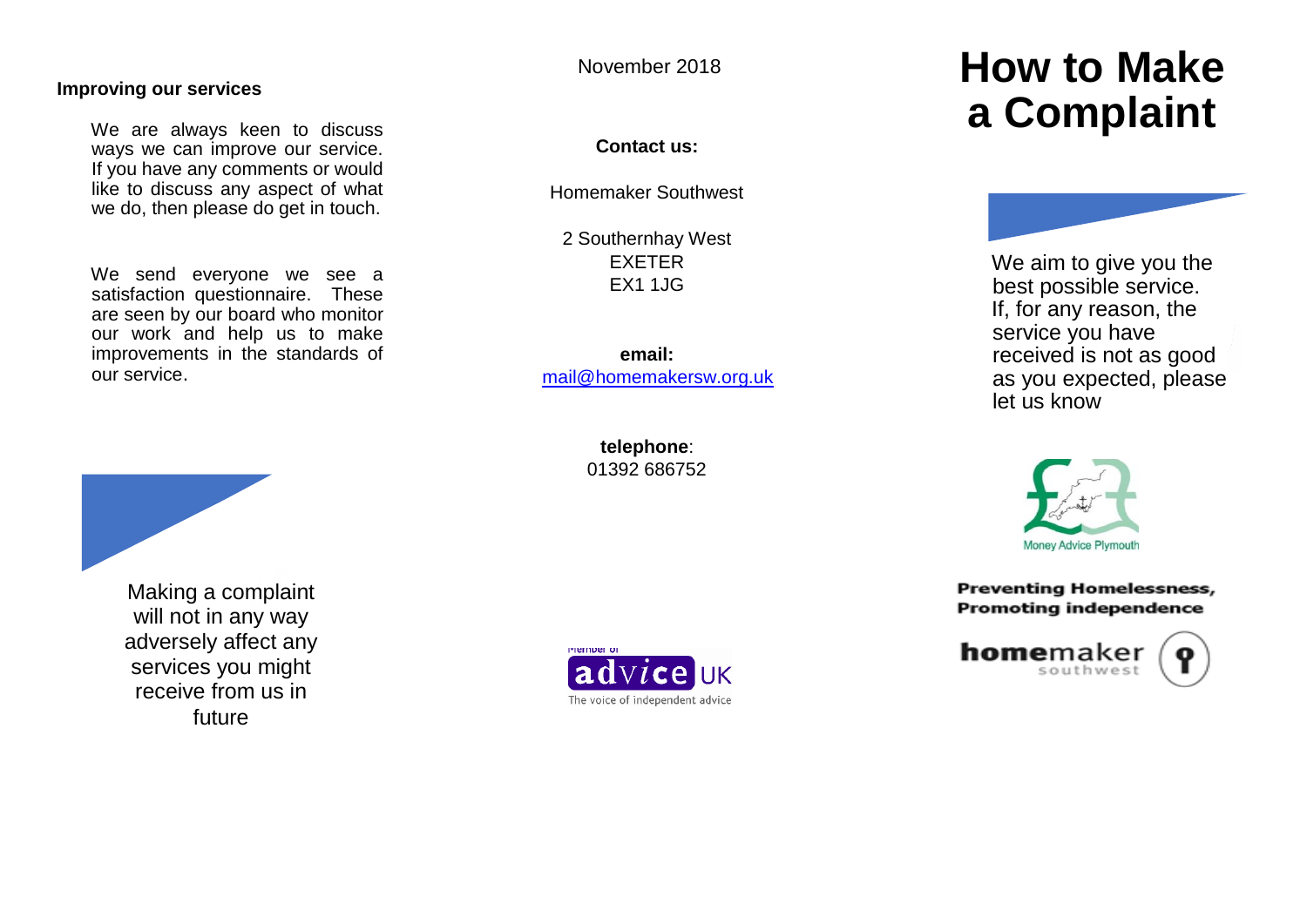**Improving our services**

We are always keen to discuss ways we can improve our service. If you have any comments or would like to discuss any aspect of what we do, then please do get in touch.

We send everyone we see a satisfaction questionnaire. These are seen by our board who monitor our work and help us to make improvements in the standards of our service.

Making a complaint will not in any way adversely affect any services you might receive from us in future

November 2018

**Contact us:**

Homemaker Southwest

2 Southernhay West
EXETER
EX1 1JG

**email:**
mail@homemakersw.org.uk

**telephone**:
01392 686752

Member of advice UK
The voice of independent advice

# How to Make a Complaint

We aim to give you the best possible service. If, for any reason, the service you have received is not as good as you expected, please let us know

Money Advice Plymouth

**Preventing Homelessness, Promoting independence**

homemaker southwest